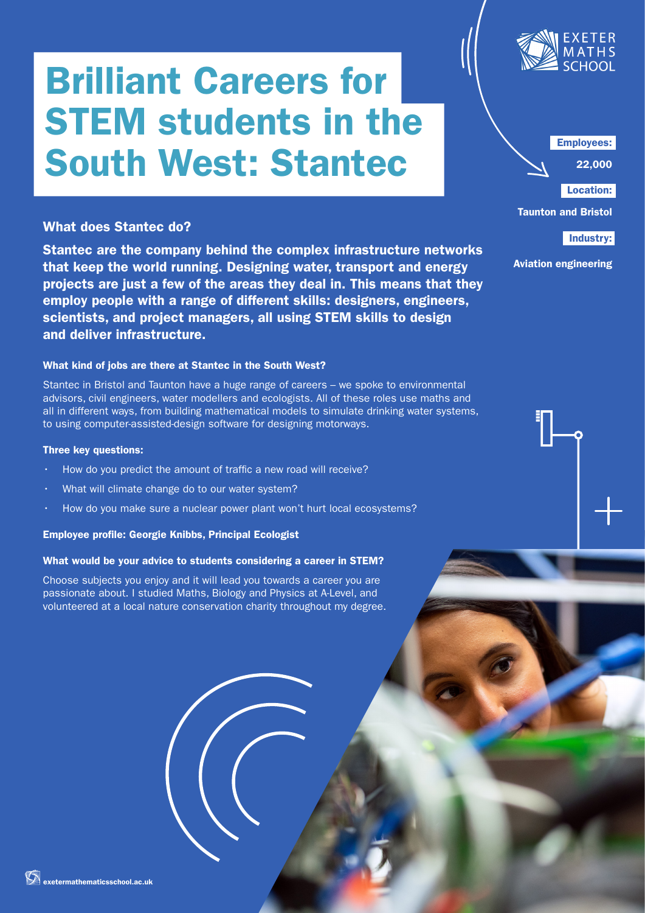# Brilliant Careers for STEM students in the South West: Stantec

EXETER MATHS SCHOOL

**Employees:**

**22,000**

**Location:**

**Taunton and Bristol**

**Industry:**

**Aviation engineering**

## What does Stantec do?

**Stantec are the company behind the complex infrastructure networks that keep the world running. Designing water, transport and energy projects are just a few of the areas they deal in. This means that they employ people with a range of different skills: designers, engineers, scientists, and project managers, all using STEM skills to design and deliver infrastructure.**

### What kind of jobs are there at Stantec in the South West?

Stantec in Bristol and Taunton have a huge range of careers – we spoke to environmental advisors, civil engineers, water modellers and ecologists. All of these roles use maths and all in different ways, from building mathematical models to simulate drinking water systems, to using computer-assisted-design software for designing motorways.

### Three key questions:

- How do you predict the amount of traffic a new road will receive?
- What will climate change do to our water system?
- How do you make sure a nuclear power plant won't hurt local ecosystems?

### Employee profile: Georgie Knibbs, Principal Ecologist

### What would be your advice to students considering a career in STEM?

Choose subjects you enjoy and it will lead you towards a career you are passionate about. I studied Maths, Biology and Physics at A-Level, and volunteered at a local nature conservation charity throughout my degree.

exetermathematicsschool.ac.uk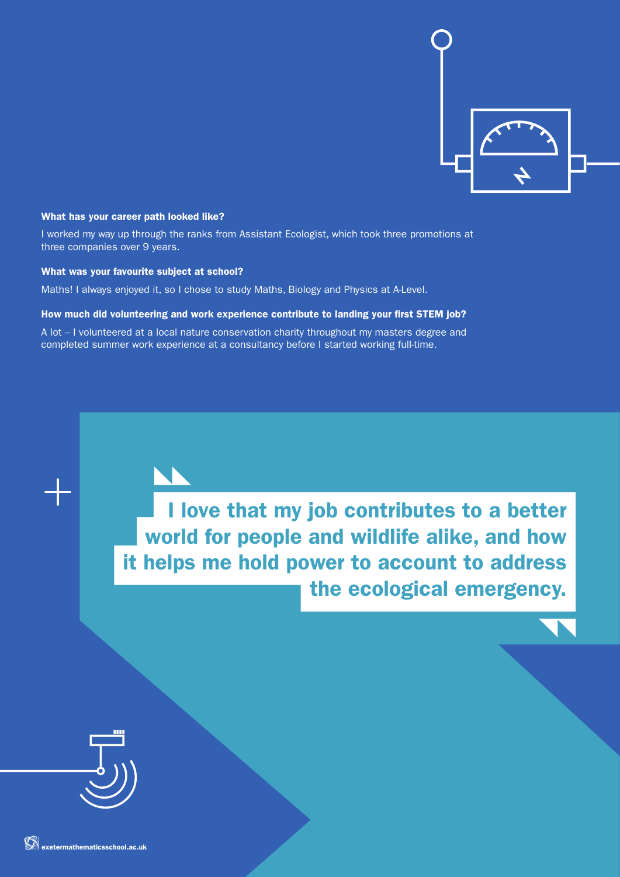**What has your career path looked like?**

I worked my way up through the ranks from Assistant Ecologist, which took three promotions at three companies over 9 years.

**What was your favourite subject at school?**

Maths! I always enjoyed it, so I chose to study Maths, Biology and Physics at A-Level.

**How much did volunteering and work experience contribute to landing your first STEM job?**

A lot – I volunteered at a local nature conservation charity throughout my masters degree and completed summer work experience at a consultancy before I started working full-time.

> **I love that my job contributes to a better world for people and wildlife alike, and how it helps me hold power to account to address the ecological emergency.**

exetermathematicsschool.ac.uk